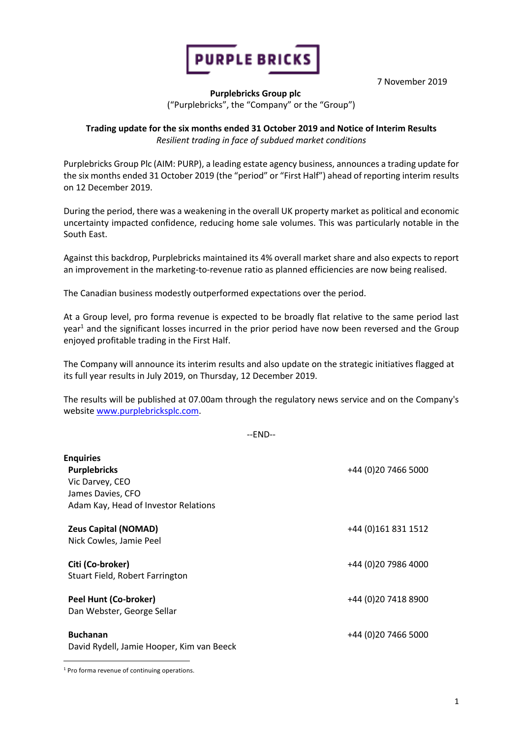PURPLE BRICKS

7 November 2019

**Purplebricks Group plc**
("Purplebricks", the "Company" or the "Group")

**Trading update for the six months ended 31 October 2019 and Notice of Interim Results**
*Resilient trading in face of subdued market conditions*

Purplebricks Group Plc (AIM: PURP), a leading estate agency business, announces a trading update for the six months ended 31 October 2019 (the "period" or "First Half") ahead of reporting interim results on 12 December 2019.

During the period, there was a weakening in the overall UK property market as political and economic uncertainty impacted confidence, reducing home sale volumes. This was particularly notable in the South East.

Against this backdrop, Purplebricks maintained its 4% overall market share and also expects to report an improvement in the marketing-to-revenue ratio as planned efficiencies are now being realised.

The Canadian business modestly outperformed expectations over the period.

At a Group level, pro forma revenue is expected to be broadly flat relative to the same period last year[1] and the significant losses incurred in the prior period have now been reversed and the Group enjoyed profitable trading in the First Half.

The Company will announce its interim results and also update on the strategic initiatives flagged at its full year results in July 2019, on Thursday, 12 December 2019.

The results will be published at 07.00am through the regulatory news service and on the Company's website www.purplebricksplc.com.

--END--

**Enquiries**

| | |
|---|---|
| **Purplebricks**<br>Vic Darvey, CEO<br>James Davies, CFO<br>Adam Kay, Head of Investor Relations | +44 (0)20 7466 5000 |
| **Zeus Capital (NOMAD)**<br>Nick Cowles, Jamie Peel | +44 (0)161 831 1512 |
| **Citi (Co-broker)**<br>Stuart Field, Robert Farrington | +44 (0)20 7986 4000 |
| **Peel Hunt (Co-broker)**<br>Dan Webster, George Sellar | +44 (0)20 7418 8900 |
| **Buchanan**<br>David Rydell, Jamie Hooper, Kim van Beeck | +44 (0)20 7466 5000 |

[1] Pro forma revenue of continuing operations.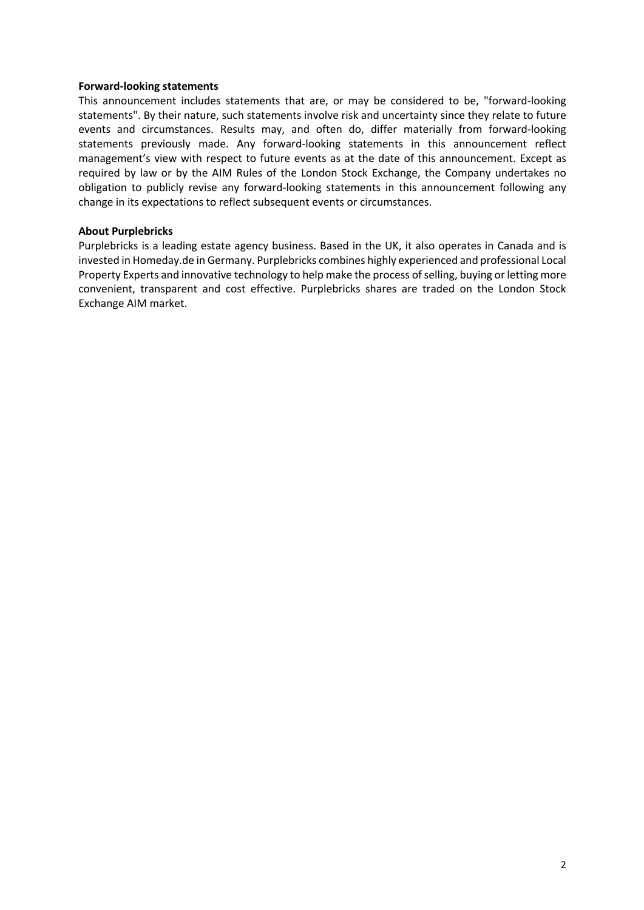**Forward-looking statements**

This announcement includes statements that are, or may be considered to be, "forward-looking statements". By their nature, such statements involve risk and uncertainty since they relate to future events and circumstances. Results may, and often do, differ materially from forward-looking statements previously made. Any forward-looking statements in this announcement reflect management's view with respect to future events as at the date of this announcement. Except as required by law or by the AIM Rules of the London Stock Exchange, the Company undertakes no obligation to publicly revise any forward-looking statements in this announcement following any change in its expectations to reflect subsequent events or circumstances.

**About Purplebricks**

Purplebricks is a leading estate agency business. Based in the UK, it also operates in Canada and is invested in Homeday.de in Germany. Purplebricks combines highly experienced and professional Local Property Experts and innovative technology to help make the process of selling, buying or letting more convenient, transparent and cost effective. Purplebricks shares are traded on the London Stock Exchange AIM market.